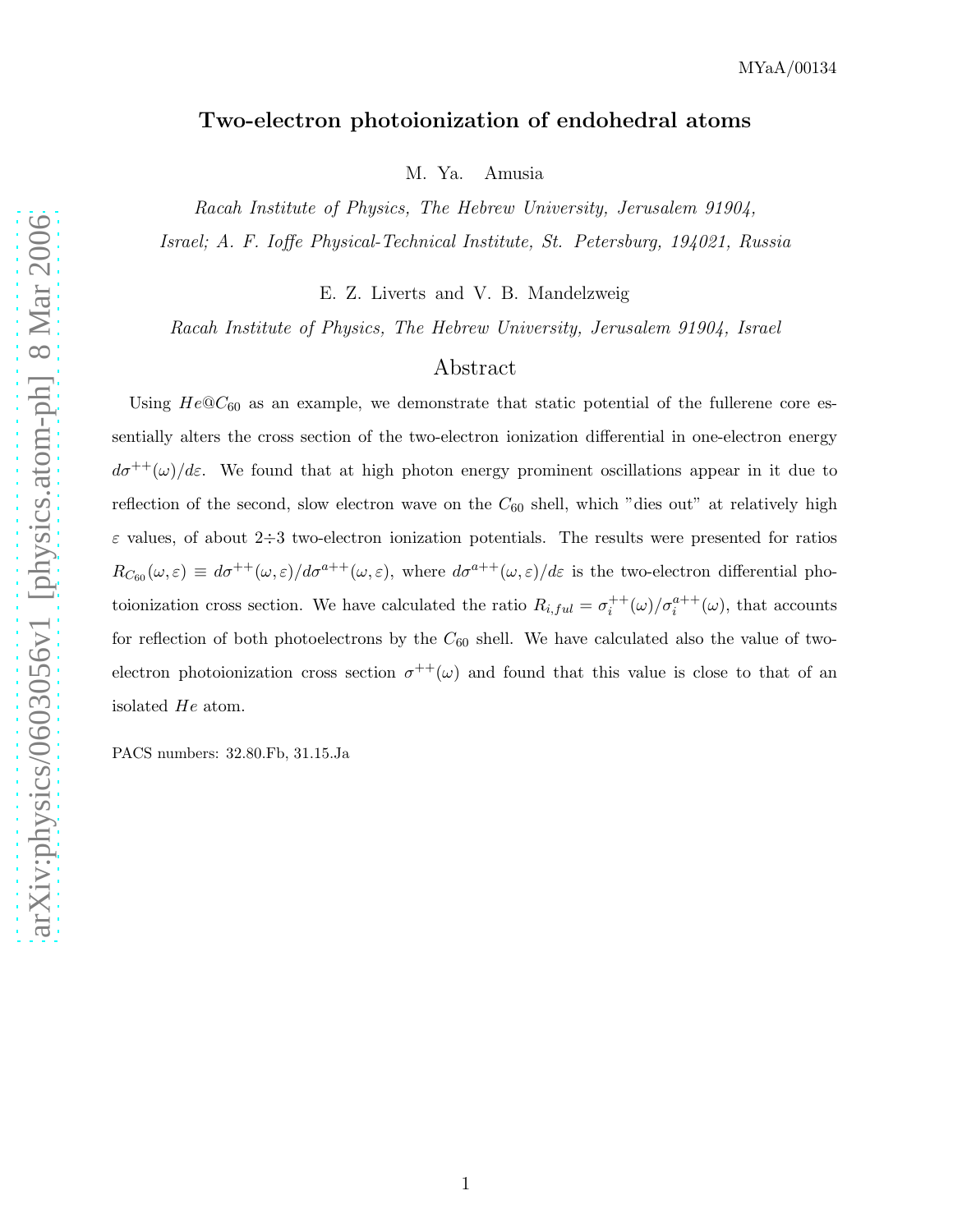MYaA/00134

# Two-electron photoionization of endohedral atoms

M. Ya. Amusia

*Racah Institute of Physics, The Hebrew University, Jerusalem 91904, Israel; A. F. Ioffe Physical-Technical Institute, St. Petersburg, 194021, Russia*

E. Z. Liverts and V. B. Mandelzweig

*Racah Institute of Physics, The Hebrew University, Jerusalem 91904, Israel*

## Abstract

Using $He@C_{60}$ as an example, we demonstrate that static potential of the fullerene core essentially alters the cross section of the two-electron ionization differential in one-electron energy $d\sigma^{++}(\omega)/d\varepsilon$. We found that at high photon energy prominent oscillations appear in it due to reflection of the second, slow electron wave on the $C_{60}$ shell, which "dies out" at relatively high $\varepsilon$ values, of about 2÷3 two-electron ionization potentials. The results were presented for ratios $R_{C_{60}}(\omega,\varepsilon) \equiv d\sigma^{++}(\omega,\varepsilon)/d\sigma^{a++}(\omega,\varepsilon)$, where $d\sigma^{a++}(\omega,\varepsilon)/d\varepsilon$ is the two-electron differential photoionization cross section. We have calculated the ratio $R_{i,ful} = \sigma_i^{++}(\omega)/\sigma_i^{a++}(\omega)$, that accounts for reflection of both photoelectrons by the $C_{60}$ shell. We have calculated also the value of two-electron photoionization cross section $\sigma^{++}(\omega)$ and found that this value is close to that of an isolated $He$ atom.

PACS numbers: 32.80.Fb, 31.15.Ja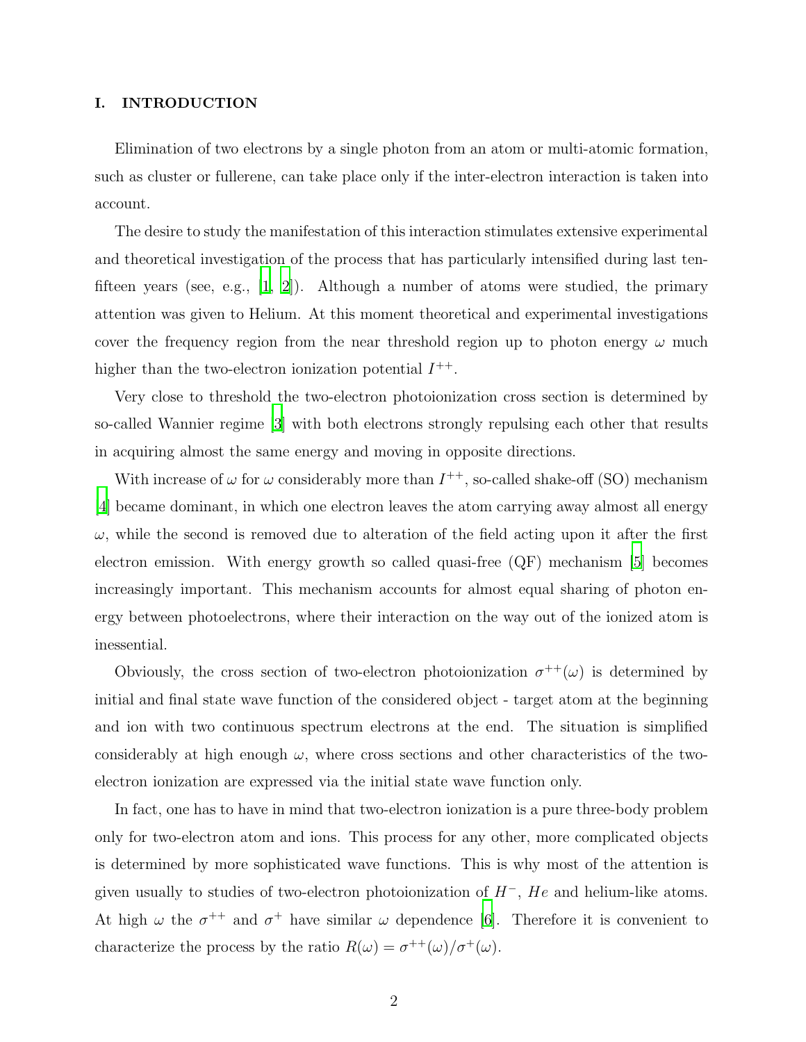## I. INTRODUCTION

Elimination of two electrons by a single photon from an atom or multi-atomic formation, such as cluster or fullerene, can take place only if the inter-electron interaction is taken into account.

The desire to study the manifestation of this interaction stimulates extensive experimental and theoretical investigation of the process that has particularly intensified during last ten-fifteen years (see, e.g., [1, 2]). Although a number of atoms were studied, the primary attention was given to Helium. At this moment theoretical and experimental investigations cover the frequency region from the near threshold region up to photon energy $\omega$ much higher than the two-electron ionization potential $I^{++}$.

Very close to threshold the two-electron photoionization cross section is determined by so-called Wannier regime [3] with both electrons strongly repulsing each other that results in acquiring almost the same energy and moving in opposite directions.

With increase of $\omega$ for $\omega$ considerably more than $I^{++}$, so-called shake-off (SO) mechanism [4] became dominant, in which one electron leaves the atom carrying away almost all energy $\omega$, while the second is removed due to alteration of the field acting upon it after the first electron emission. With energy growth so called quasi-free (QF) mechanism [5] becomes increasingly important. This mechanism accounts for almost equal sharing of photon energy between photoelectrons, where their interaction on the way out of the ionized atom is inessential.

Obviously, the cross section of two-electron photoionization $\sigma^{++}(\omega)$ is determined by initial and final state wave function of the considered object - target atom at the beginning and ion with two continuous spectrum electrons at the end. The situation is simplified considerably at high enough $\omega$, where cross sections and other characteristics of the two-electron ionization are expressed via the initial state wave function only.

In fact, one has to have in mind that two-electron ionization is a pure three-body problem only for two-electron atom and ions. This process for any other, more complicated objects is determined by more sophisticated wave functions. This is why most of the attention is given usually to studies of two-electron photoionization of $H^{-}$, $He$ and helium-like atoms. At high $\omega$ the $\sigma^{++}$ and $\sigma^{+}$ have similar $\omega$ dependence [6]. Therefore it is convenient to characterize the process by the ratio $R(\omega) = \sigma^{++}(\omega)/\sigma^{+}(\omega)$.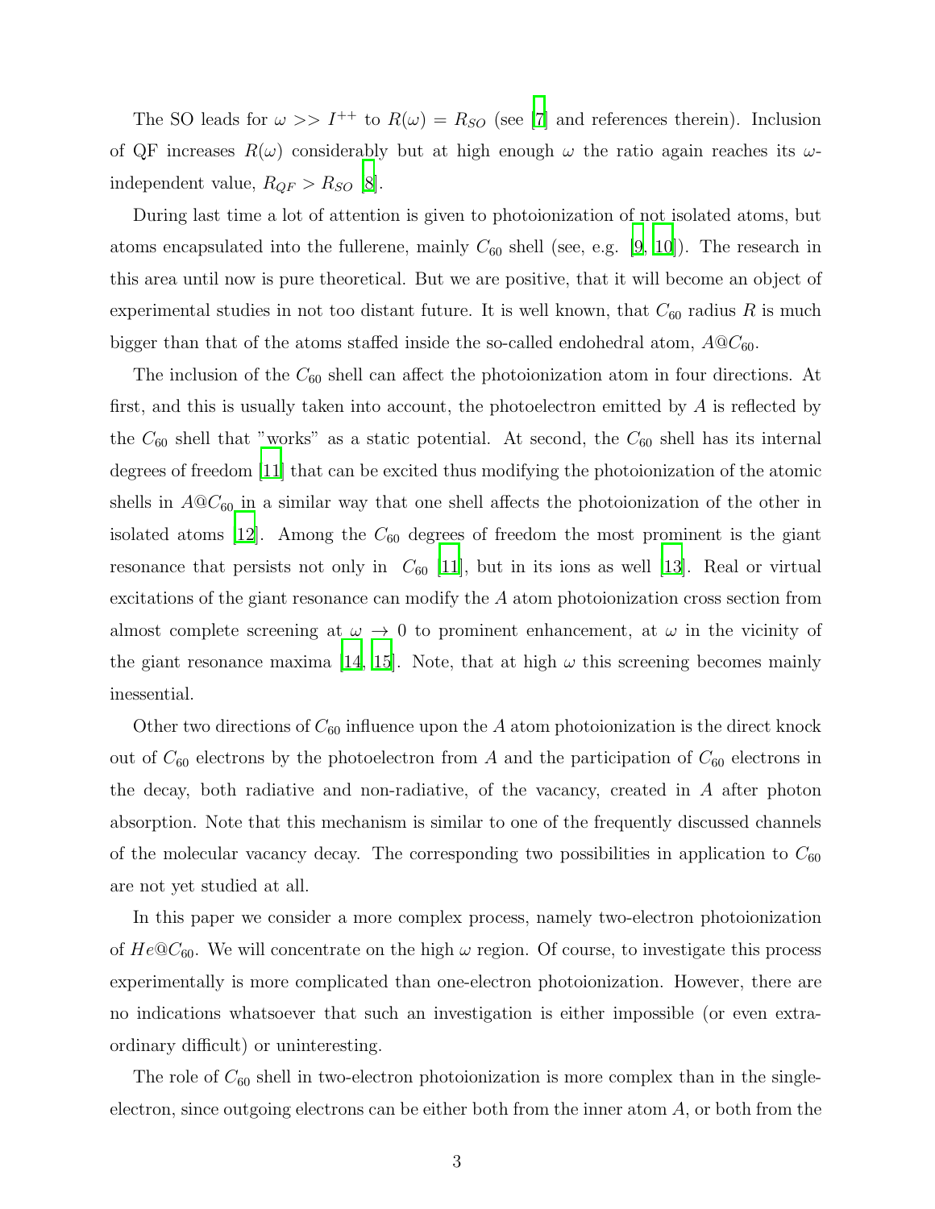The SO leads for $\omega >> I^{++}$ to $R(\omega) = R_{SO}$ (see [7] and references therein). Inclusion of QF increases $R(\omega)$ considerably but at high enough $\omega$ the ratio again reaches its $\omega$-independent value, $R_{QF} > R_{SO}$ [8].

During last time a lot of attention is given to photoionization of not isolated atoms, but atoms encapsulated into the fullerene, mainly $C_{60}$ shell (see, e.g. [9, 10]). The research in this area until now is pure theoretical. But we are positive, that it will become an object of experimental studies in not too distant future. It is well known, that $C_{60}$ radius $R$ is much bigger than that of the atoms staffed inside the so-called endohedral atom, $A@C_{60}$.

The inclusion of the $C_{60}$ shell can affect the photoionization atom in four directions. At first, and this is usually taken into account, the photoelectron emitted by $A$ is reflected by the $C_{60}$ shell that "works" as a static potential. At second, the $C_{60}$ shell has its internal degrees of freedom [11] that can be excited thus modifying the photoionization of the atomic shells in $A@C_{60}$ in a similar way that one shell affects the photoionization of the other in isolated atoms [12]. Among the $C_{60}$ degrees of freedom the most prominent is the giant resonance that persists not only in $C_{60}$ [11], but in its ions as well [13]. Real or virtual excitations of the giant resonance can modify the $A$ atom photoionization cross section from almost complete screening at $\omega \to 0$ to prominent enhancement, at $\omega$ in the vicinity of the giant resonance maxima [14, 15]. Note, that at high $\omega$ this screening becomes mainly inessential.

Other two directions of $C_{60}$ influence upon the $A$ atom photoionization is the direct knock out of $C_{60}$ electrons by the photoelectron from $A$ and the participation of $C_{60}$ electrons in the decay, both radiative and non-radiative, of the vacancy, created in $A$ after photon absorption. Note that this mechanism is similar to one of the frequently discussed channels of the molecular vacancy decay. The corresponding two possibilities in application to $C_{60}$ are not yet studied at all.

In this paper we consider a more complex process, namely two-electron photoionization of $He@C_{60}$. We will concentrate on the high $\omega$ region. Of course, to investigate this process experimentally is more complicated than one-electron photoionization. However, there are no indications whatsoever that such an investigation is either impossible (or even extra-ordinary difficult) or uninteresting.

The role of $C_{60}$ shell in two-electron photoionization is more complex than in the single-electron, since outgoing electrons can be either both from the inner atom $A$, or both from the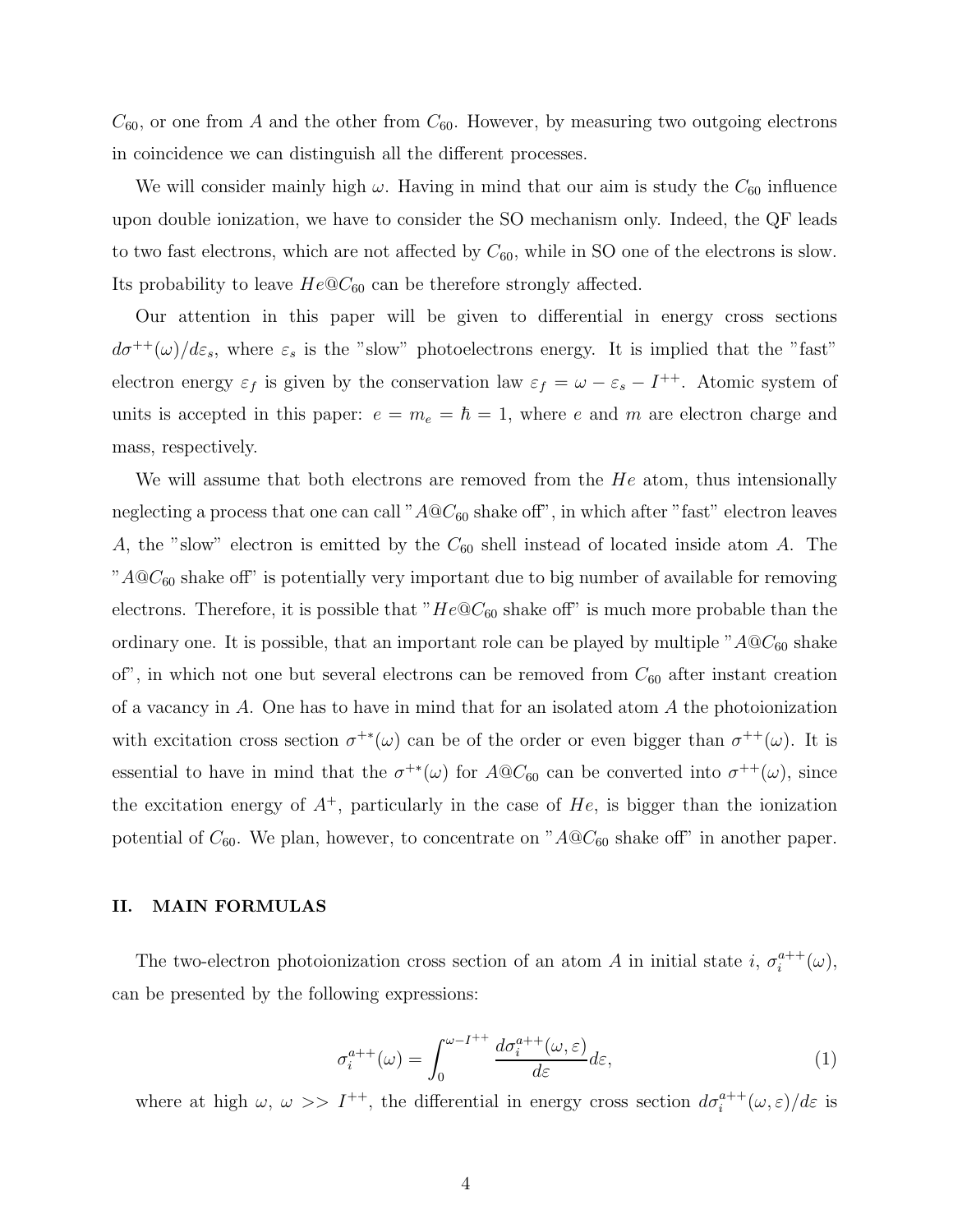$C_{60}$, or one from $A$ and the other from $C_{60}$. However, by measuring two outgoing electrons in coincidence we can distinguish all the different processes.

We will consider mainly high $\omega$. Having in mind that our aim is study the $C_{60}$ influence upon double ionization, we have to consider the SO mechanism only. Indeed, the QF leads to two fast electrons, which are not affected by $C_{60}$, while in SO one of the electrons is slow. Its probability to leave $He@C_{60}$ can be therefore strongly affected.

Our attention in this paper will be given to differential in energy cross sections $d\sigma^{++}(\omega)/d\varepsilon_s$, where $\varepsilon_s$ is the "slow" photoelectrons energy. It is implied that the "fast" electron energy $\varepsilon_f$ is given by the conservation law $\varepsilon_f = \omega - \varepsilon_s - I^{++}$. Atomic system of units is accepted in this paper: $e = m_e = \hbar = 1$, where $e$ and $m$ are electron charge and mass, respectively.

We will assume that both electrons are removed from the $He$ atom, thus intensionally neglecting a process that one can call "$A@C_{60}$ shake off", in which after "fast" electron leaves $A$, the "slow" electron is emitted by the $C_{60}$ shell instead of located inside atom $A$. The "$A@C_{60}$ shake off" is potentially very important due to big number of available for removing electrons. Therefore, it is possible that "$He@C_{60}$ shake off" is much more probable than the ordinary one. It is possible, that an important role can be played by multiple "$A@C_{60}$ shake of", in which not one but several electrons can be removed from $C_{60}$ after instant creation of a vacancy in $A$. One has to have in mind that for an isolated atom $A$ the photoionization with excitation cross section $\sigma^{+*}(\omega)$ can be of the order or even bigger than $\sigma^{++}(\omega)$. It is essential to have in mind that the $\sigma^{+*}(\omega)$ for $A@C_{60}$ can be converted into $\sigma^{++}(\omega)$, since the excitation energy of $A^{+}$, particularly in the case of $He$, is bigger than the ionization potential of $C_{60}$. We plan, however, to concentrate on "$A@C_{60}$ shake off" in another paper.

## II. MAIN FORMULAS

The two-electron photoionization cross section of an atom $A$ in initial state $i$, $\sigma_i^{a++}(\omega)$, can be presented by the following expressions:

$$\sigma_i^{a++}(\omega) = \int_0^{\omega - I^{++}} \frac{d\sigma_i^{a++}(\omega, \varepsilon)}{d\varepsilon} d\varepsilon, \tag{1}$$

where at high $\omega$, $\omega >> I^{++}$, the differential in energy cross section $d\sigma_i^{a++}(\omega, \varepsilon)/d\varepsilon$ is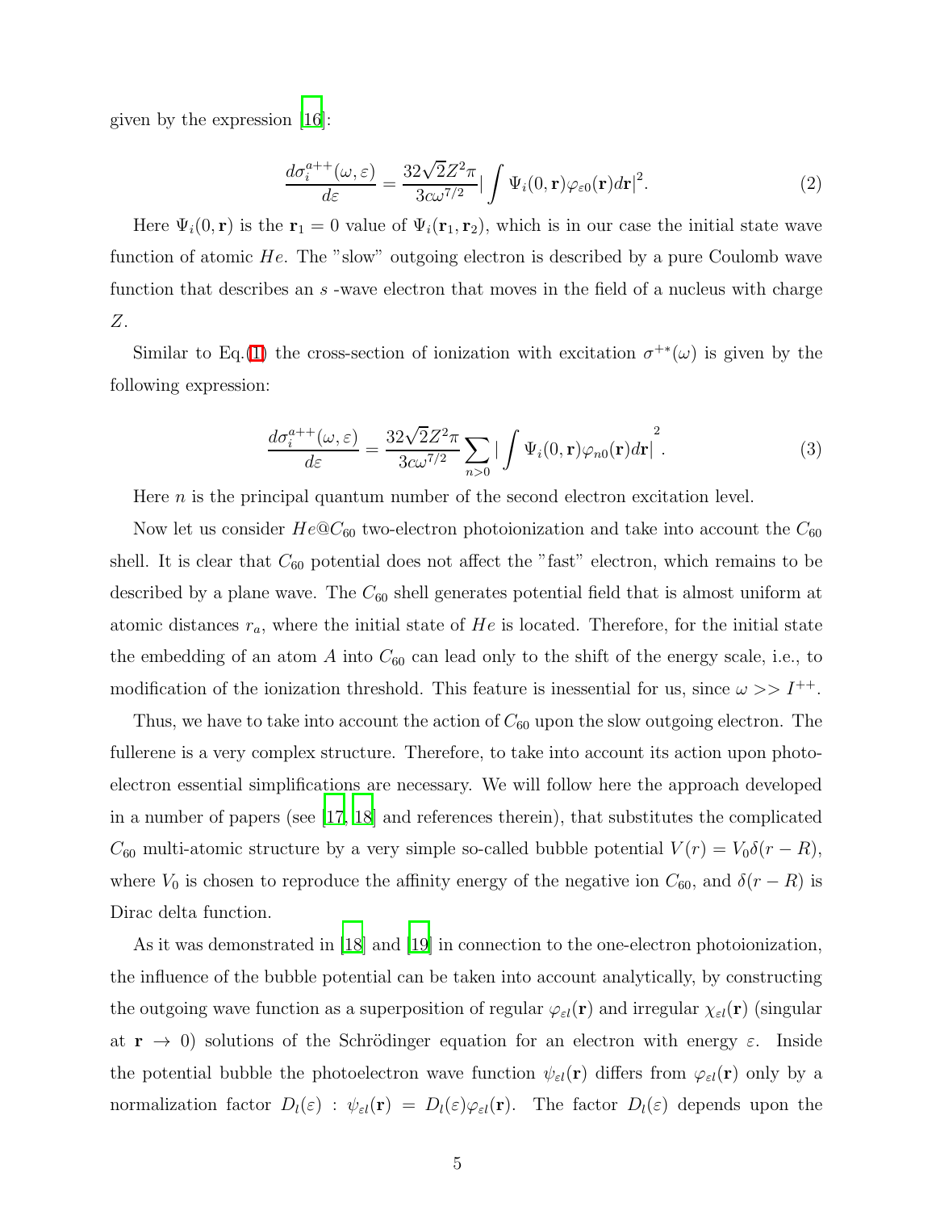given by the expression [16]:

$$\frac{d\sigma_i^{a++}(\omega,\varepsilon)}{d\varepsilon} = \frac{32\sqrt{2}Z^2\pi}{3c\omega^{7/2}}|\int \Psi_i(0,\mathbf{r})\varphi_{\varepsilon 0}(\mathbf{r})d\mathbf{r}|^2. \tag{2}$$

Here $\Psi_i(0,\mathbf{r})$ is the $\mathbf{r}_1 = 0$ value of $\Psi_i(\mathbf{r}_1,\mathbf{r}_2)$, which is in our case the initial state wave function of atomic $He$. The "slow" outgoing electron is described by a pure Coulomb wave function that describes an $s$ -wave electron that moves in the field of a nucleus with charge $Z$.

Similar to Eq.(1) the cross-section of ionization with excitation $\sigma^{+*}(\omega)$ is given by the following expression:

$$\frac{d\sigma_i^{a++}(\omega,\varepsilon)}{d\varepsilon} = \frac{32\sqrt{2}Z^2\pi}{3c\omega^{7/2}}\sum_{n>0}|\int \Psi_i(0,\mathbf{r})\varphi_{n0}(\mathbf{r})d\mathbf{r}|^2. \tag{3}$$

Here $n$ is the principal quantum number of the second electron excitation level.

Now let us consider $He@C_{60}$ two-electron photoionization and take into account the $C_{60}$ shell. It is clear that $C_{60}$ potential does not affect the "fast" electron, which remains to be described by a plane wave. The $C_{60}$ shell generates potential field that is almost uniform at atomic distances $r_a$, where the initial state of $He$ is located. Therefore, for the initial state the embedding of an atom $A$ into $C_{60}$ can lead only to the shift of the energy scale, i.e., to modification of the ionization threshold. This feature is inessential for us, since $\omega >> I^{++}$.

Thus, we have to take into account the action of $C_{60}$ upon the slow outgoing electron. The fullerene is a very complex structure. Therefore, to take into account its action upon photoelectron essential simplifications are necessary. We will follow here the approach developed in a number of papers (see [17, 18] and references therein), that substitutes the complicated $C_{60}$ multi-atomic structure by a very simple so-called bubble potential $V(r) = V_0\delta(r-R)$, where $V_0$ is chosen to reproduce the affinity energy of the negative ion $C_{60}$, and $\delta(r-R)$ is Dirac delta function.

As it was demonstrated in [18] and [19] in connection to the one-electron photoionization, the influence of the bubble potential can be taken into account analytically, by constructing the outgoing wave function as a superposition of regular $\varphi_{\varepsilon l}(\mathbf{r})$ and irregular $\chi_{\varepsilon l}(\mathbf{r})$ (singular at $\mathbf{r} \to 0$) solutions of the Schrödinger equation for an electron with energy $\varepsilon$. Inside the potential bubble the photoelectron wave function $\psi_{\varepsilon l}(\mathbf{r})$ differs from $\varphi_{\varepsilon l}(\mathbf{r})$ only by a normalization factor $D_l(\varepsilon)$ : $\psi_{\varepsilon l}(\mathbf{r}) = D_l(\varepsilon)\varphi_{\varepsilon l}(\mathbf{r})$. The factor $D_l(\varepsilon)$ depends upon the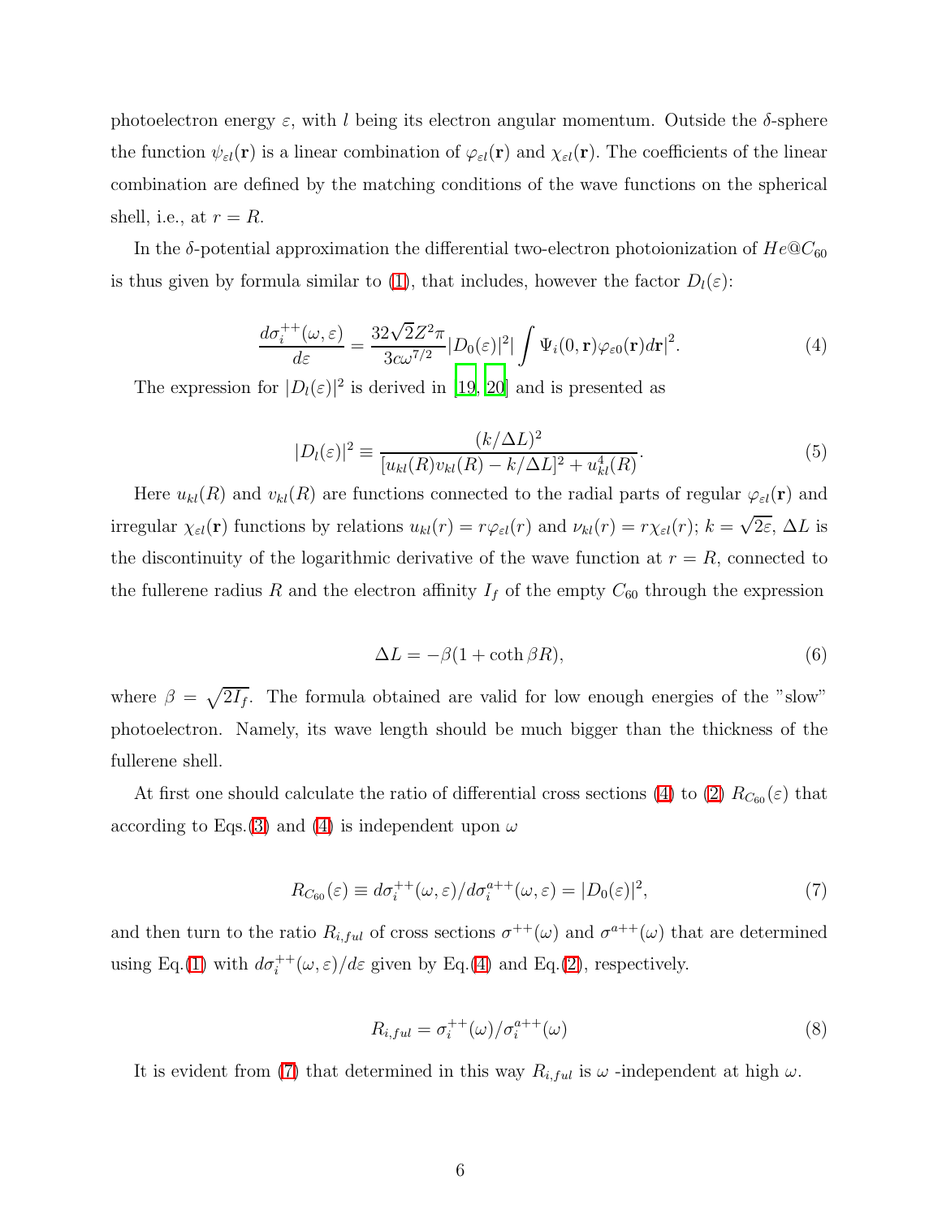photoelectron energy $\varepsilon$, with $l$ being its electron angular momentum. Outside the $\delta$-sphere the function $\psi_{\varepsilon l}(\mathbf{r})$ is a linear combination of $\varphi_{\varepsilon l}(\mathbf{r})$ and $\chi_{\varepsilon l}(\mathbf{r})$. The coefficients of the linear combination are defined by the matching conditions of the wave functions on the spherical shell, i.e., at $r = R$.

In the $\delta$-potential approximation the differential two-electron photoionization of $He@C_{60}$ is thus given by formula similar to (1), that includes, however the factor $D_l(\varepsilon)$:

$$\frac{d\sigma_i^{++}(\omega,\varepsilon)}{d\varepsilon} = \frac{32\sqrt{2}Z^2\pi}{3c\omega^{7/2}}|D_0(\varepsilon)|^2| \int \Psi_i(0,\mathbf{r})\varphi_{\varepsilon 0}(\mathbf{r})d\mathbf{r}|^2. \tag{4}$$

The expression for $|D_l(\varepsilon)|^2$ is derived in [19, 20] and is presented as

$$|D_l(\varepsilon)|^2 \equiv \frac{(k/\Delta L)^2}{[u_{kl}(R)v_{kl}(R) - k/\Delta L]^2 + u_{kl}^4(R)}. \tag{5}$$

Here $u_{kl}(R)$ and $v_{kl}(R)$ are functions connected to the radial parts of regular $\varphi_{\varepsilon l}(\mathbf{r})$ and irregular $\chi_{\varepsilon l}(\mathbf{r})$ functions by relations $u_{kl}(r) = r\varphi_{\varepsilon l}(r)$ and $\nu_{kl}(r) = r\chi_{\varepsilon l}(r)$; $k = \sqrt{2\varepsilon}$, $\Delta L$ is the discontinuity of the logarithmic derivative of the wave function at $r = R$, connected to the fullerene radius $R$ and the electron affinity $I_f$ of the empty $C_{60}$ through the expression

$$\Delta L = -\beta(1 + \coth \beta R), \tag{6}$$

where $\beta = \sqrt{2I_f}$. The formula obtained are valid for low enough energies of the "slow" photoelectron. Namely, its wave length should be much bigger than the thickness of the fullerene shell.

At first one should calculate the ratio of differential cross sections (4) to (2) $R_{C_{60}}(\varepsilon)$ that according to Eqs.(3) and (4) is independent upon $\omega$

$$R_{C_{60}}(\varepsilon) \equiv d\sigma_i^{++}(\omega,\varepsilon)/d\sigma_i^{a++}(\omega,\varepsilon) = |D_0(\varepsilon)|^2, \tag{7}$$

and then turn to the ratio $R_{i,ful}$ of cross sections $\sigma^{++}(\omega)$ and $\sigma^{a++}(\omega)$ that are determined using Eq.(1) with $d\sigma_i^{++}(\omega,\varepsilon)/d\varepsilon$ given by Eq.(4) and Eq.(2), respectively.

$$R_{i,ful} = \sigma_i^{++}(\omega)/\sigma_i^{a++}(\omega) \tag{8}$$

It is evident from (7) that determined in this way $R_{i,ful}$ is $\omega$ -independent at high $\omega$.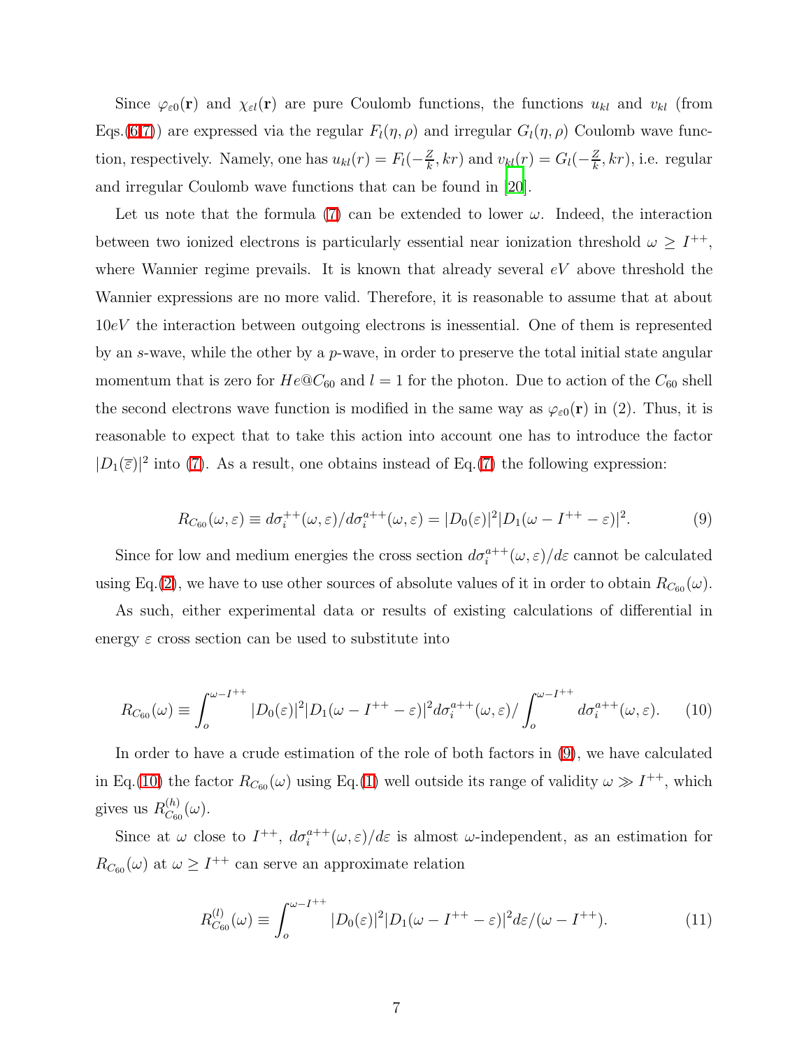Since $\varphi_{\varepsilon 0}(\mathbf{r})$ and $\chi_{\varepsilon l}(\mathbf{r})$ are pure Coulomb functions, the functions $u_{kl}$ and $v_{kl}$ (from Eqs.(6,7)) are expressed via the regular $F_l(\eta,\rho)$ and irregular $G_l(\eta,\rho)$ Coulomb wave functions, respectively. Namely, one has $u_{kl}(r) = F_l(-\frac{Z}{k}, kr)$ and $v_{kl}(r) = G_l(-\frac{Z}{k}, kr)$, i.e. regular and irregular Coulomb wave functions that can be found in [20].

Let us note that the formula (7) can be extended to lower $\omega$. Indeed, the interaction between two ionized electrons is particularly essential near ionization threshold $\omega \geq I^{++}$, where Wannier regime prevails. It is known that already several $eV$ above threshold the Wannier expressions are no more valid. Therefore, it is reasonable to assume that at about $10eV$ the interaction between outgoing electrons is inessential. One of them is represented by an $s$-wave, while the other by a $p$-wave, in order to preserve the total initial state angular momentum that is zero for $He@C_{60}$ and $l = 1$ for the photon. Due to action of the $C_{60}$ shell the second electrons wave function is modified in the same way as $\varphi_{\varepsilon 0}(\mathbf{r})$ in (2). Thus, it is reasonable to expect that to take this action into account one has to introduce the factor $|D_1(\bar{\varepsilon})|^2$ into (7). As a result, one obtains instead of Eq.(7) the following expression:

$$R_{C_{60}}(\omega,\varepsilon) \equiv d\sigma_i^{++}(\omega,\varepsilon)/d\sigma_i^{a++}(\omega,\varepsilon) = |D_0(\varepsilon)|^2 |D_1(\omega - I^{++} - \varepsilon)|^2. \tag{9}$$

Since for low and medium energies the cross section $d\sigma_i^{a++}(\omega,\varepsilon)/d\varepsilon$ cannot be calculated using Eq.(2), we have to use other sources of absolute values of it in order to obtain $R_{C_{60}}(\omega)$.

As such, either experimental data or results of existing calculations of differential in energy $\varepsilon$ cross section can be used to substitute into

$$R_{C_{60}}(\omega) \equiv \int_o^{\omega - I^{++}} |D_0(\varepsilon)|^2 |D_1(\omega - I^{++} - \varepsilon)|^2 d\sigma_i^{a++}(\omega,\varepsilon) / \int_o^{\omega - I^{++}} d\sigma_i^{a++}(\omega,\varepsilon). \tag{10}$$

In order to have a crude estimation of the role of both factors in (9), we have calculated in Eq.(10) the factor $R_{C_{60}}(\omega)$ using Eq.(1) well outside its range of validity $\omega \gg I^{++}$, which gives us $R_{C_{60}}^{(h)}(\omega)$.

Since at $\omega$ close to $I^{++}$, $d\sigma_i^{a++}(\omega,\varepsilon)/d\varepsilon$ is almost $\omega$-independent, as an estimation for $R_{C_{60}}(\omega)$ at $\omega \geq I^{++}$ can serve an approximate relation

$$R_{C_{60}}^{(l)}(\omega) \equiv \int_o^{\omega - I^{++}} |D_0(\varepsilon)|^2 |D_1(\omega - I^{++} - \varepsilon)|^2 d\varepsilon / (\omega - I^{++}). \tag{11}$$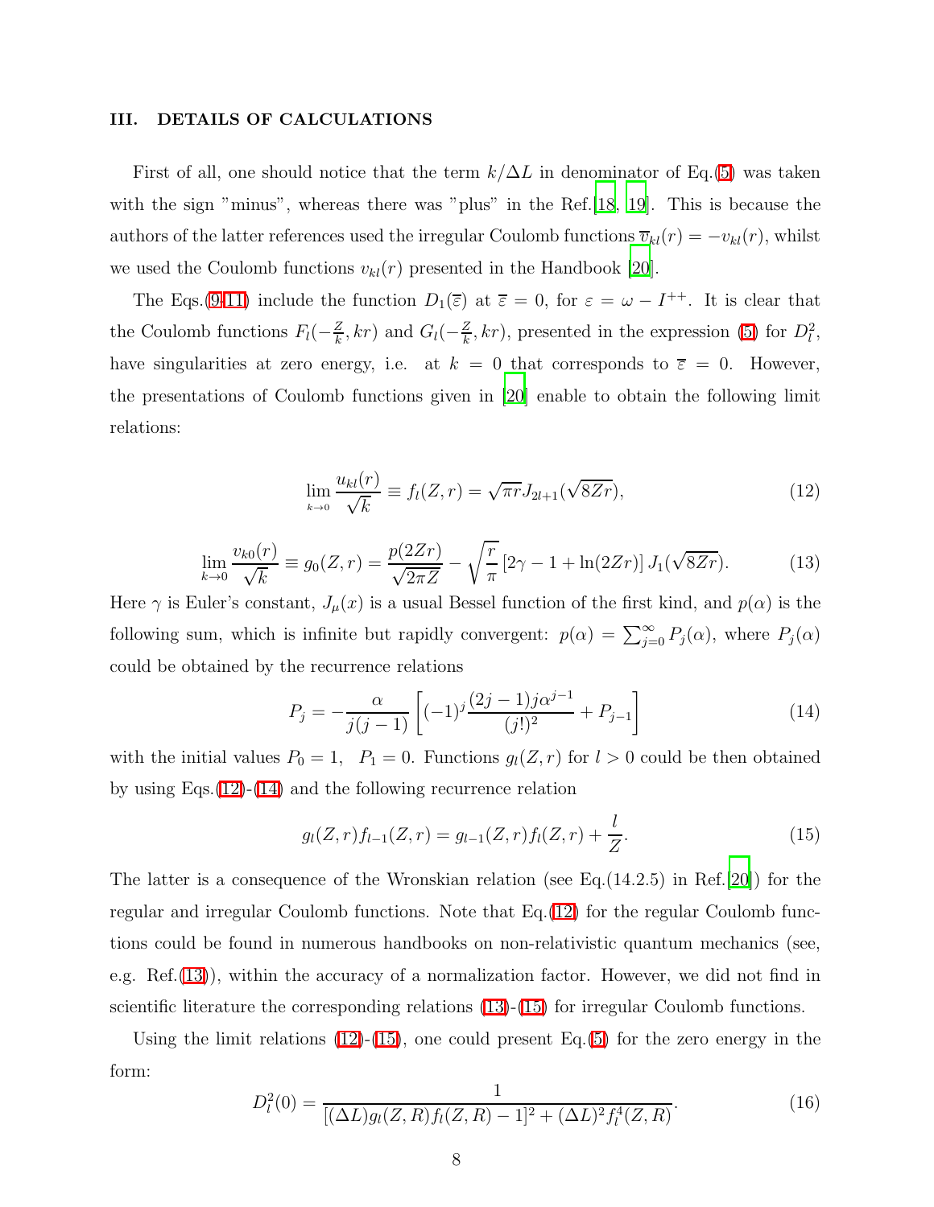## III. DETAILS OF CALCULATIONS

First of all, one should notice that the term $k/\Delta L$ in denominator of Eq.(5) was taken with the sign "minus", whereas there was "plus" in the Ref.[18, 19]. This is because the authors of the latter references used the irregular Coulomb functions $\overline{v}_{kl}(r) = -v_{kl}(r)$, whilst we used the Coulomb functions $v_{kl}(r)$ presented in the Handbook [20].

The Eqs.(9-11) include the function $D_1(\overline{\varepsilon})$ at $\overline{\varepsilon} = 0$, for $\varepsilon = \omega - I^{++}$. It is clear that the Coulomb functions $F_l(-\frac{Z}{k}, kr)$ and $G_l(-\frac{Z}{k}, kr)$, presented in the expression (5) for $D_l^2$, have singularities at zero energy, i.e. at $k = 0$ that corresponds to $\overline{\varepsilon} = 0$. However, the presentations of Coulomb functions given in [20] enable to obtain the following limit relations:

$$\lim_{k\to 0} \frac{u_{kl}(r)}{\sqrt{k}} \equiv f_l(Z,r) = \sqrt{\pi r} J_{2l+1}(\sqrt{8Zr}), \tag{12}$$

$$\lim_{k\to 0} \frac{v_{k0}(r)}{\sqrt{k}} \equiv g_0(Z,r) = \frac{p(2Zr)}{\sqrt{2\pi Z}} - \sqrt{\frac{r}{\pi}} \left[2\gamma - 1 + \ln(2Zr)\right] J_1(\sqrt{8Zr}). \tag{13}$$

Here $\gamma$ is Euler's constant, $J_\mu(x)$ is a usual Bessel function of the first kind, and $p(\alpha)$ is the following sum, which is infinite but rapidly convergent: $p(\alpha) = \sum_{j=0}^{\infty} P_j(\alpha)$, where $P_j(\alpha)$ could be obtained by the recurrence relations

$$P_j = -\frac{\alpha}{j(j-1)} \left[ (-1)^j \frac{(2j-1)j\alpha^{j-1}}{(j!)^2} + P_{j-1} \right] \tag{14}$$

with the initial values $P_0 = 1, \quad P_1 = 0$. Functions $g_l(Z,r)$ for $l > 0$ could be then obtained by using Eqs.(12)-(14) and the following recurrence relation

$$g_l(Z,r) f_{l-1}(Z,r) = g_{l-1}(Z,r) f_l(Z,r) + \frac{l}{Z}. \tag{15}$$

The latter is a consequence of the Wronskian relation (see Eq.(14.2.5) in Ref.[20]) for the regular and irregular Coulomb functions. Note that Eq.(12) for the regular Coulomb functions could be found in numerous handbooks on non-relativistic quantum mechanics (see, e.g. Ref.(13)), within the accuracy of a normalization factor. However, we did not find in scientific literature the corresponding relations (13)-(15) for irregular Coulomb functions.

Using the limit relations (12)-(15), one could present Eq.(5) for the zero energy in the form:

$$D_l^2(0) = \frac{1}{[(\Delta L) g_l(Z,R) f_l(Z,R) - 1]^2 + (\Delta L)^2 f_l^4(Z,R)}. \tag{16}$$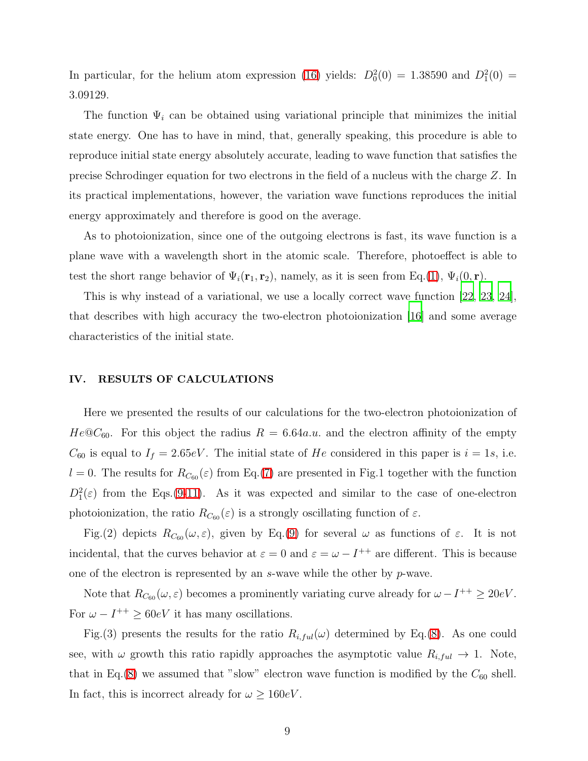In particular, for the helium atom expression (16) yields: $D_0^2(0) = 1.38590$ and $D_1^2(0) = 3.09129$.

The function $\Psi_i$ can be obtained using variational principle that minimizes the initial state energy. One has to have in mind, that, generally speaking, this procedure is able to reproduce initial state energy absolutely accurate, leading to wave function that satisfies the precise Schrodinger equation for two electrons in the field of a nucleus with the charge $Z$. In its practical implementations, however, the variation wave functions reproduces the initial energy approximately and therefore is good on the average.

As to photoionization, since one of the outgoing electrons is fast, its wave function is a plane wave with a wavelength short in the atomic scale. Therefore, photoeffect is able to test the short range behavior of $\Psi_i(\mathbf{r}_1, \mathbf{r}_2)$, namely, as it is seen from Eq.(1), $\Psi_i(0, \mathbf{r})$.

This is why instead of a variational, we use a locally correct wave function [22, 23, 24], that describes with high accuracy the two-electron photoionization [16] and some average characteristics of the initial state.

## IV. RESULTS OF CALCULATIONS

Here we presented the results of our calculations for the two-electron photoionization of $He@C_{60}$. For this object the radius $R = 6.64 a.u.$ and the electron affinity of the empty $C_{60}$ is equal to $I_f = 2.65 eV$. The initial state of $He$ considered in this paper is $i = 1s$, i.e. $l = 0$. The results for $R_{C_{60}}(\varepsilon)$ from Eq.(7) are presented in Fig.1 together with the function $D_1^2(\varepsilon)$ from the Eqs.(9-11). As it was expected and similar to the case of one-electron photoionization, the ratio $R_{C_{60}}(\varepsilon)$ is a strongly oscillating function of $\varepsilon$.

Fig.(2) depicts $R_{C_{60}}(\omega, \varepsilon)$, given by Eq.(9) for several $\omega$ as functions of $\varepsilon$. It is not incidental, that the curves behavior at $\varepsilon = 0$ and $\varepsilon = \omega - I^{++}$ are different. This is because one of the electron is represented by an $s$-wave while the other by $p$-wave.

Note that $R_{C_{60}}(\omega, \varepsilon)$ becomes a prominently variating curve already for $\omega - I^{++} \geq 20 eV$. For $\omega - I^{++} \geq 60 eV$ it has many oscillations.

Fig.(3) presents the results for the ratio $R_{i,ful}(\omega)$ determined by Eq.(8). As one could see, with $\omega$ growth this ratio rapidly approaches the asymptotic value $R_{i,ful} \to 1$. Note, that in Eq.(8) we assumed that "slow" electron wave function is modified by the $C_{60}$ shell. In fact, this is incorrect already for $\omega \geq 160 eV$.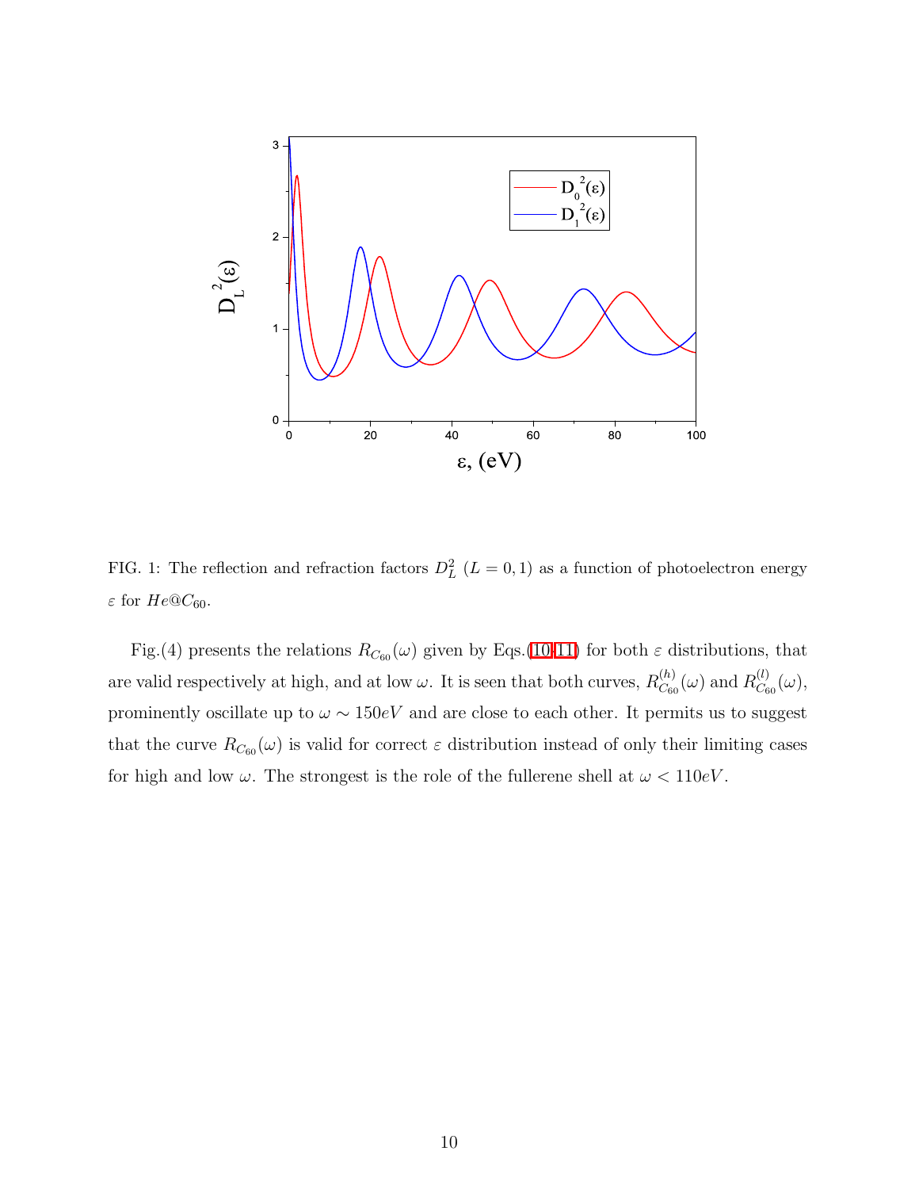FIG. 1: The reflection and refraction factors $D_L^2$ ($L = 0, 1$) as a function of photoelectron energy $\varepsilon$ for $He@C_{60}$.

Fig.(4) presents the relations $R_{C_{60}}(\omega)$ given by Eqs.(10,11) for both $\varepsilon$ distributions, that are valid respectively at high, and at low $\omega$. It is seen that both curves, $R_{C_{60}}^{(h)}(\omega)$ and $R_{C_{60}}^{(l)}(\omega)$, prominently oscillate up to $\omega \sim 150eV$ and are close to each other. It permits us to suggest that the curve $R_{C_{60}}(\omega)$ is valid for correct $\varepsilon$ distribution instead of only their limiting cases for high and low $\omega$. The strongest is the role of the fullerene shell at $\omega < 110eV$.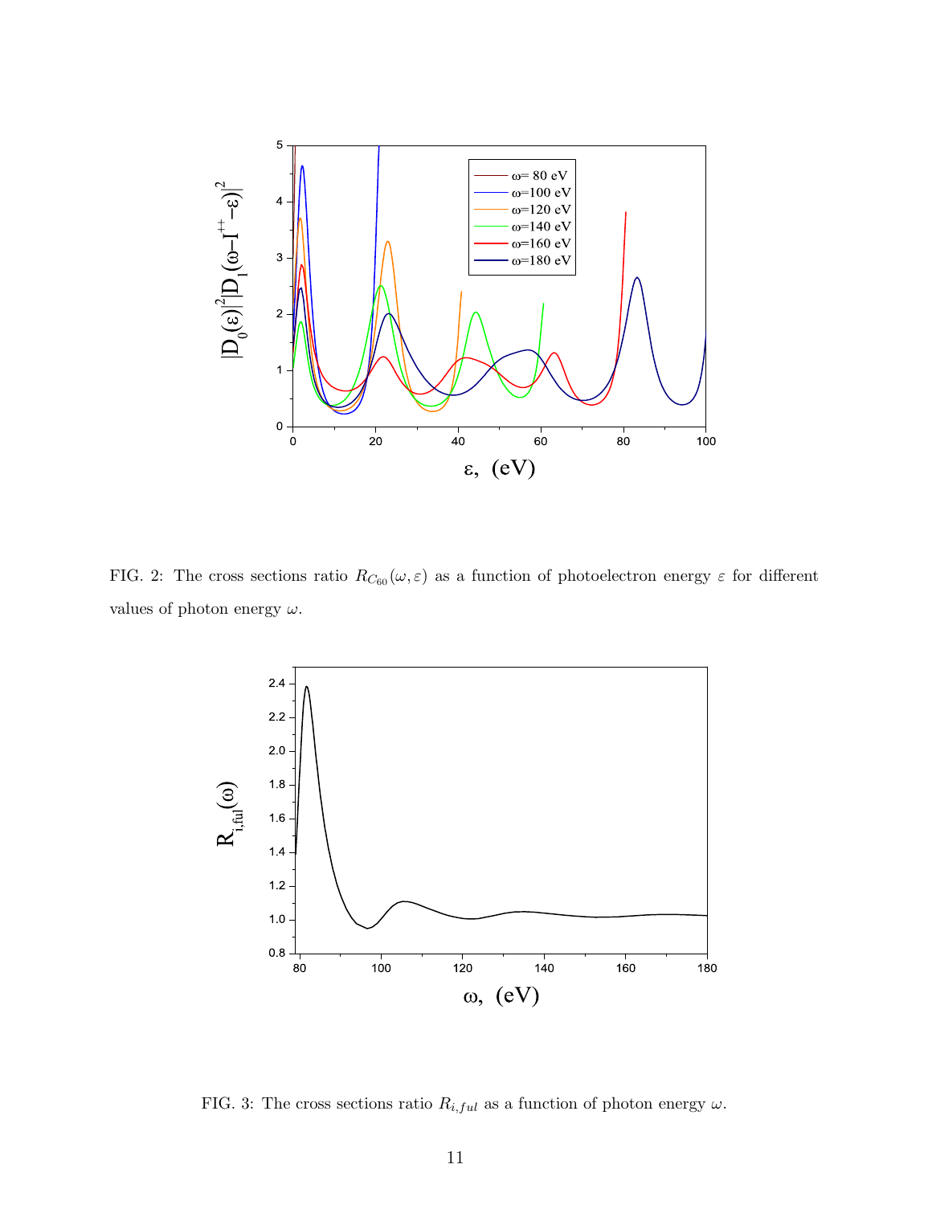FIG. 2: The cross sections ratio $R_{C_{60}}(\omega, \varepsilon)$ as a function of photoelectron energy $\varepsilon$ for different values of photon energy $\omega$.

FIG. 3: The cross sections ratio $R_{i,ful}$ as a function of photon energy $\omega$.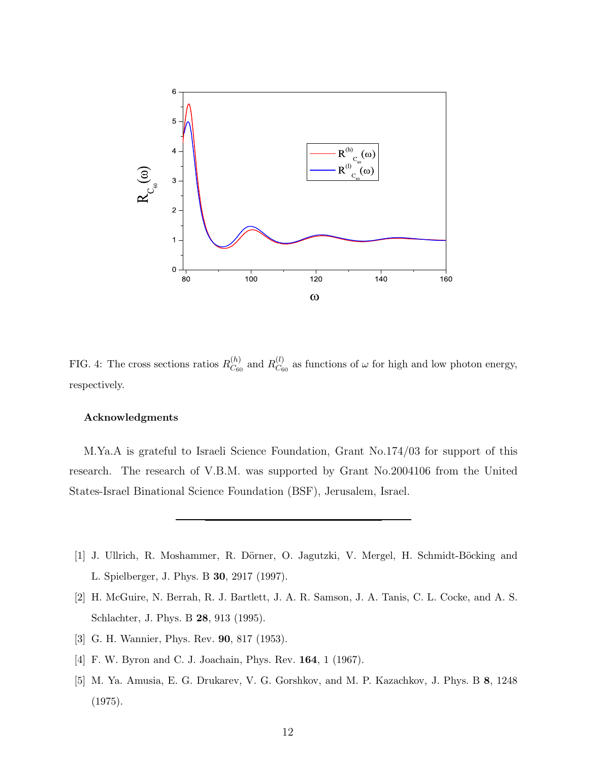FIG. 4: The cross sections ratios $R^{(h)}_{C_{60}}$ and $R^{(l)}_{C_{60}}$ as functions of $\omega$ for high and low photon energy, respectively.

### Acknowledgments

M.Ya.A is grateful to Israeli Science Foundation, Grant No.174/03 for support of this research. The research of V.B.M. was supported by Grant No.2004106 from the United States-Israel Binational Science Foundation (BSF), Jerusalem, Israel.

---

[1] J. Ullrich, R. Moshammer, R. Dörner, O. Jagutzki, V. Mergel, H. Schmidt-Böcking and L. Spielberger, J. Phys. B **30**, 2917 (1997).

[2] H. McGuire, N. Berrah, R. J. Bartlett, J. A. R. Samson, J. A. Tanis, C. L. Cocke, and A. S. Schlachter, J. Phys. B **28**, 913 (1995).

[3] G. H. Wannier, Phys. Rev. **90**, 817 (1953).

[4] F. W. Byron and C. J. Joachain, Phys. Rev. **164**, 1 (1967).

[5] M. Ya. Amusia, E. G. Drukarev, V. G. Gorshkov, and M. P. Kazachkov, J. Phys. B **8**, 1248 (1975).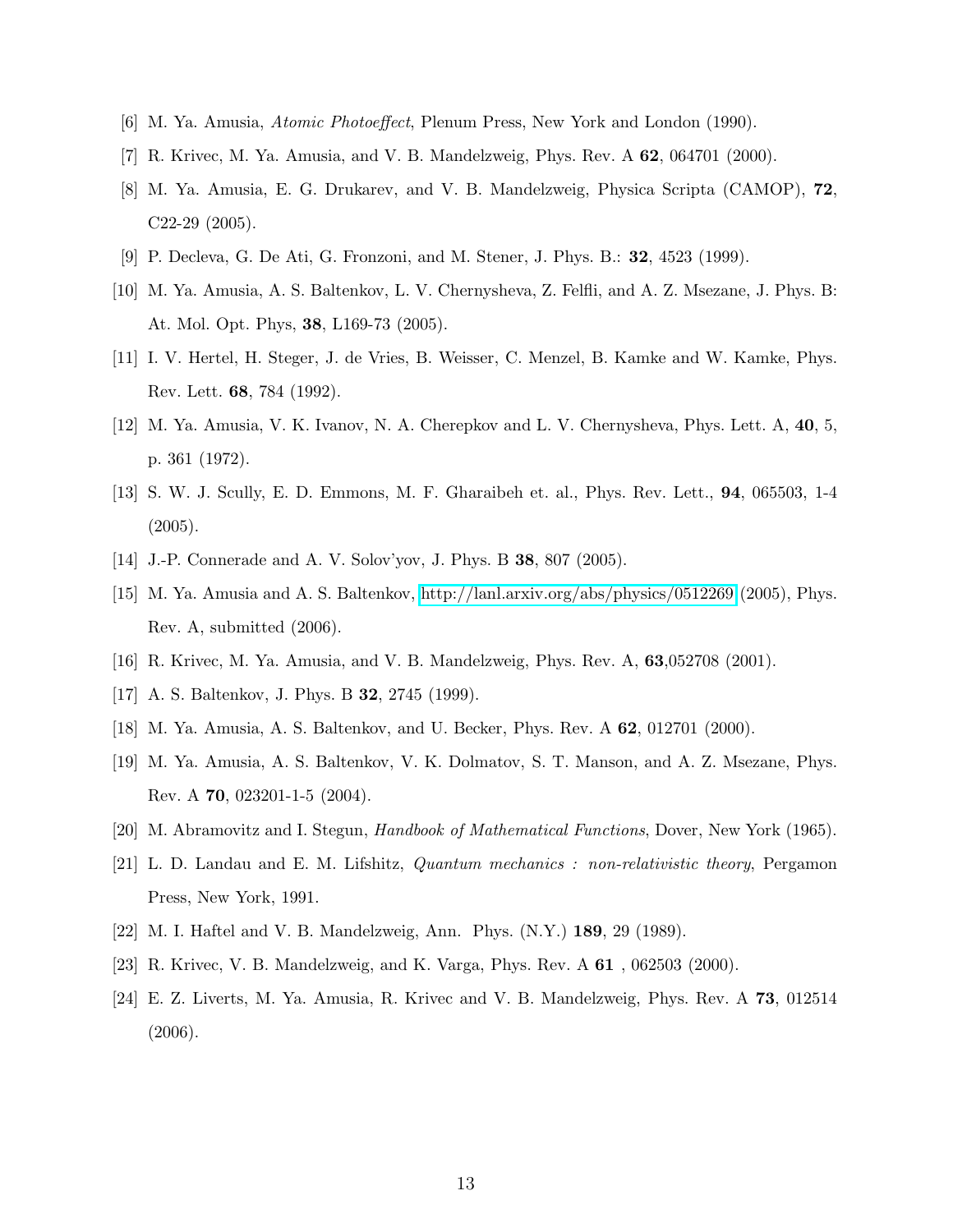[6] M. Ya. Amusia, *Atomic Photoeffect*, Plenum Press, New York and London (1990).

[7] R. Krivec, M. Ya. Amusia, and V. B. Mandelzweig, Phys. Rev. A **62**, 064701 (2000).

[8] M. Ya. Amusia, E. G. Drukarev, and V. B. Mandelzweig, Physica Scripta (CAMOP), **72**, C22-29 (2005).

[9] P. Decleva, G. De Ati, G. Fronzoni, and M. Stener, J. Phys. B.: **32**, 4523 (1999).

[10] M. Ya. Amusia, A. S. Baltenkov, L. V. Chernysheva, Z. Felfli, and A. Z. Msezane, J. Phys. B: At. Mol. Opt. Phys, **38**, L169-73 (2005).

[11] I. V. Hertel, H. Steger, J. de Vries, B. Weisser, C. Menzel, B. Kamke and W. Kamke, Phys. Rev. Lett. **68**, 784 (1992).

[12] M. Ya. Amusia, V. K. Ivanov, N. A. Cherepkov and L. V. Chernysheva, Phys. Lett. A, **40**, 5, p. 361 (1972).

[13] S. W. J. Scully, E. D. Emmons, M. F. Gharaibeh et. al., Phys. Rev. Lett., **94**, 065503, 1-4 (2005).

[14] J.-P. Connerade and A. V. Solov'yov, J. Phys. B **38**, 807 (2005).

[15] M. Ya. Amusia and A. S. Baltenkov, http://lanl.arxiv.org/abs/physics/0512269 (2005), Phys. Rev. A, submitted (2006).

[16] R. Krivec, M. Ya. Amusia, and V. B. Mandelzweig, Phys. Rev. A, **63**,052708 (2001).

[17] A. S. Baltenkov, J. Phys. B **32**, 2745 (1999).

[18] M. Ya. Amusia, A. S. Baltenkov, and U. Becker, Phys. Rev. A **62**, 012701 (2000).

[19] M. Ya. Amusia, A. S. Baltenkov, V. K. Dolmatov, S. T. Manson, and A. Z. Msezane, Phys. Rev. A **70**, 023201-1-5 (2004).

[20] M. Abramovitz and I. Stegun, *Handbook of Mathematical Functions*, Dover, New York (1965).

[21] L. D. Landau and E. M. Lifshitz, *Quantum mechanics : non-relativistic theory*, Pergamon Press, New York, 1991.

[22] M. I. Haftel and V. B. Mandelzweig, Ann. Phys. (N.Y.) **189**, 29 (1989).

[23] R. Krivec, V. B. Mandelzweig, and K. Varga, Phys. Rev. A **61** , 062503 (2000).

[24] E. Z. Liverts, M. Ya. Amusia, R. Krivec and V. B. Mandelzweig, Phys. Rev. A **73**, 012514 (2006).